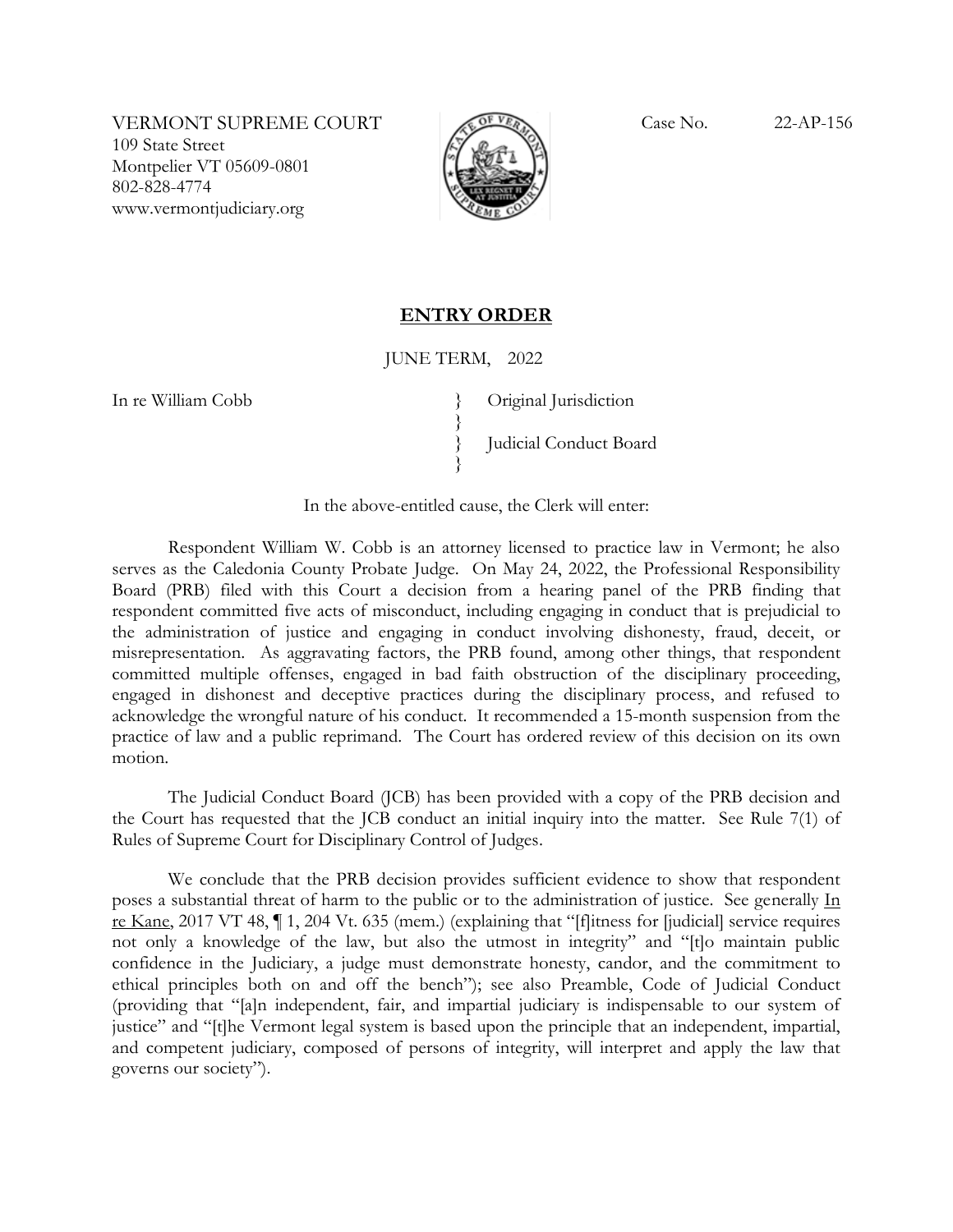VERMONT SUPREME COURT
109 State Street
Montpelier VT 05609-0801
802-828-4774
www.vermontjudiciary.org

Case No. 22-AP-156

## ENTRY ORDER

JUNE TERM, 2022

In re William Cobb } Original Jurisdiction
}
} Judicial Conduct Board
}

In the above-entitled cause, the Clerk will enter:

Respondent William W. Cobb is an attorney licensed to practice law in Vermont; he also serves as the Caledonia County Probate Judge. On May 24, 2022, the Professional Responsibility Board (PRB) filed with this Court a decision from a hearing panel of the PRB finding that respondent committed five acts of misconduct, including engaging in conduct that is prejudicial to the administration of justice and engaging in conduct involving dishonesty, fraud, deceit, or misrepresentation. As aggravating factors, the PRB found, among other things, that respondent committed multiple offenses, engaged in bad faith obstruction of the disciplinary proceeding, engaged in dishonest and deceptive practices during the disciplinary process, and refused to acknowledge the wrongful nature of his conduct. It recommended a 15-month suspension from the practice of law and a public reprimand. The Court has ordered review of this decision on its own motion.

The Judicial Conduct Board (JCB) has been provided with a copy of the PRB decision and the Court has requested that the JCB conduct an initial inquiry into the matter. See Rule 7(1) of Rules of Supreme Court for Disciplinary Control of Judges.

We conclude that the PRB decision provides sufficient evidence to show that respondent poses a substantial threat of harm to the public or to the administration of justice. See generally In re Kane, 2017 VT 48, ¶ 1, 204 Vt. 635 (mem.) (explaining that "[f]itness for [judicial] service requires not only a knowledge of the law, but also the utmost in integrity" and "[t]o maintain public confidence in the Judiciary, a judge must demonstrate honesty, candor, and the commitment to ethical principles both on and off the bench"); see also Preamble, Code of Judicial Conduct (providing that "[a]n independent, fair, and impartial judiciary is indispensable to our system of justice" and "[t]he Vermont legal system is based upon the principle that an independent, impartial, and competent judiciary, composed of persons of integrity, will interpret and apply the law that governs our society").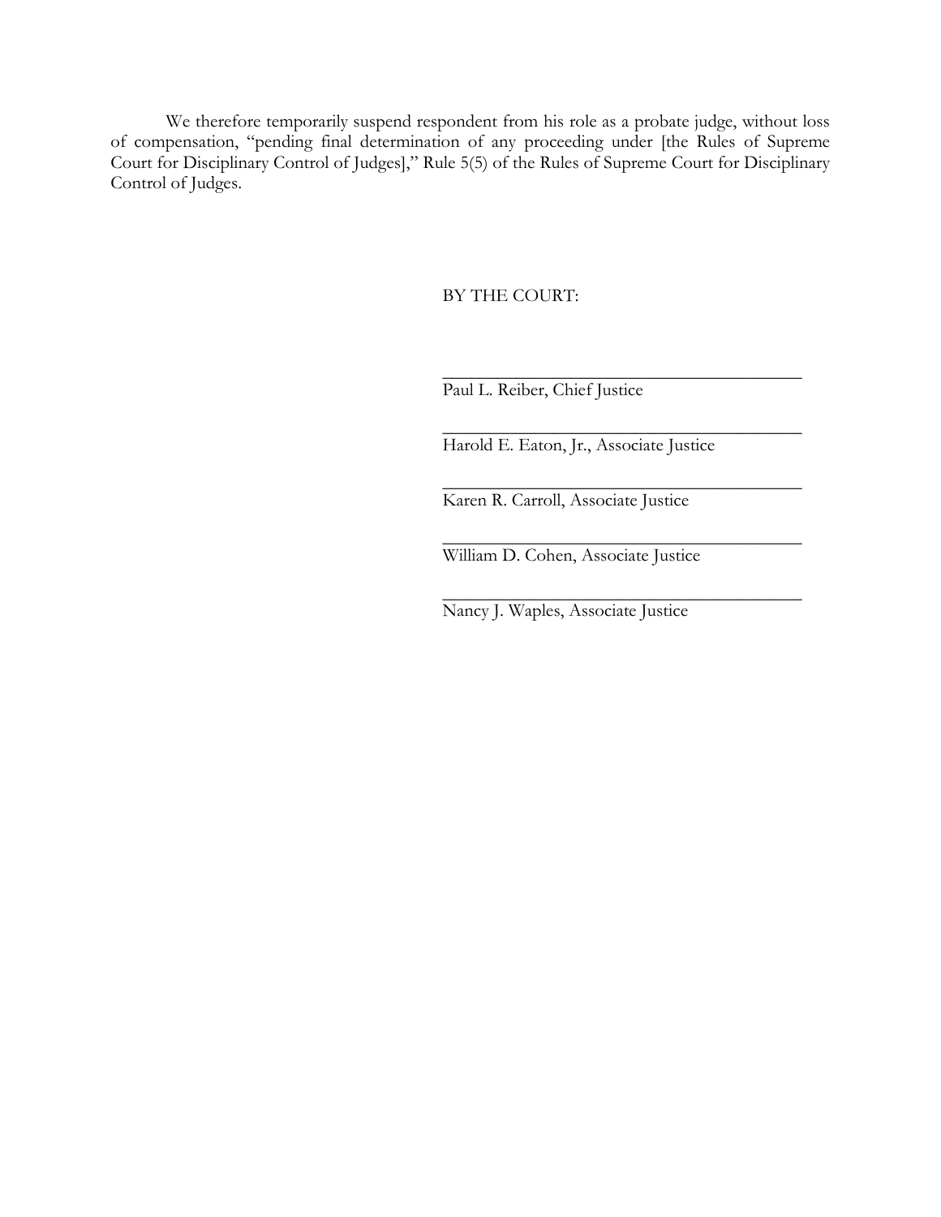We therefore temporarily suspend respondent from his role as a probate judge, without loss of compensation, "pending final determination of any proceeding under [the Rules of Supreme Court for Disciplinary Control of Judges]," Rule 5(5) of the Rules of Supreme Court for Disciplinary Control of Judges.

BY THE COURT:

\_\_\_\_\_\_\_\_\_\_\_\_\_\_\_\_\_\_\_\_\_\_\_\_\_\_\_\_\_\_\_\_\_\_\_\_\_\_\_\_
Paul L. Reiber, Chief Justice

\_\_\_\_\_\_\_\_\_\_\_\_\_\_\_\_\_\_\_\_\_\_\_\_\_\_\_\_\_\_\_\_\_\_\_\_\_\_\_\_
Harold E. Eaton, Jr., Associate Justice

\_\_\_\_\_\_\_\_\_\_\_\_\_\_\_\_\_\_\_\_\_\_\_\_\_\_\_\_\_\_\_\_\_\_\_\_\_\_\_\_
Karen R. Carroll, Associate Justice

\_\_\_\_\_\_\_\_\_\_\_\_\_\_\_\_\_\_\_\_\_\_\_\_\_\_\_\_\_\_\_\_\_\_\_\_\_\_\_\_
William D. Cohen, Associate Justice

\_\_\_\_\_\_\_\_\_\_\_\_\_\_\_\_\_\_\_\_\_\_\_\_\_\_\_\_\_\_\_\_\_\_\_\_\_\_\_\_
Nancy J. Waples, Associate Justice